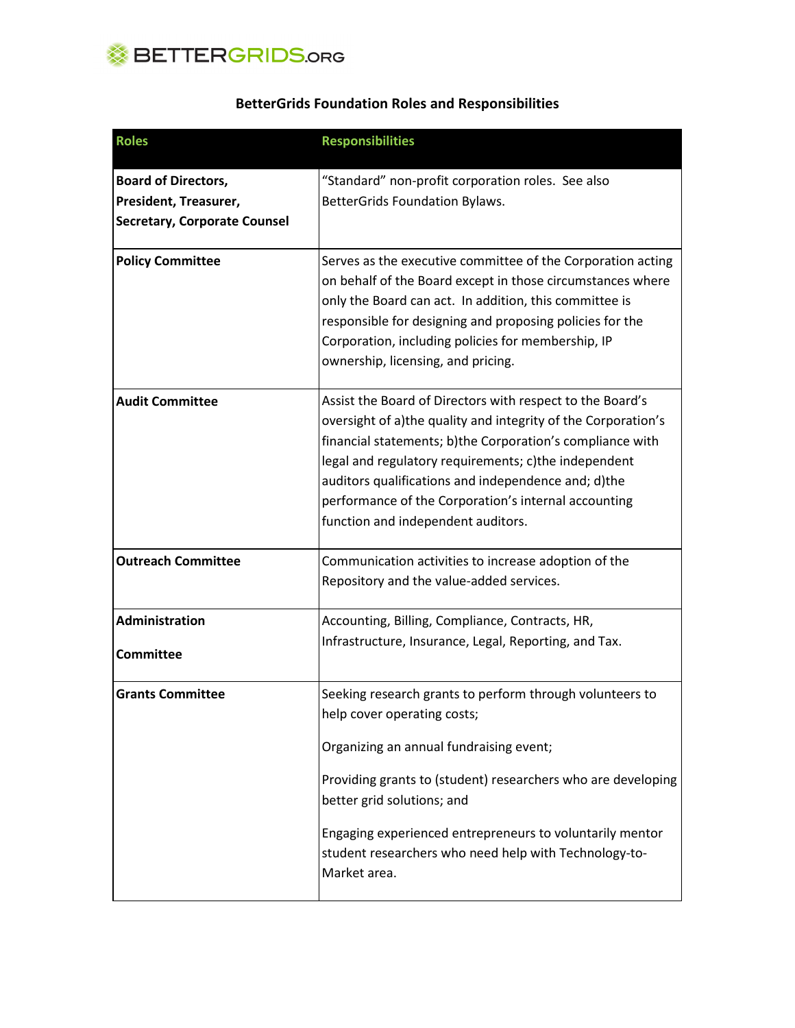# BetterGrids Foundation Roles and Responsibilities

| Roles | Responsibilities |
| --- | --- |
| **Board of Directors, President, Treasurer, Secretary, Corporate Counsel** | "Standard" non-profit corporation roles. See also BetterGrids Foundation Bylaws. |
| **Policy Committee** | Serves as the executive committee of the Corporation acting on behalf of the Board except in those circumstances where only the Board can act. In addition, this committee is responsible for designing and proposing policies for the Corporation, including policies for membership, IP ownership, licensing, and pricing. |
| **Audit Committee** | Assist the Board of Directors with respect to the Board's oversight of a)the quality and integrity of the Corporation's financial statements; b)the Corporation's compliance with legal and regulatory requirements; c)the independent auditors qualifications and independence and; d)the performance of the Corporation's internal accounting function and independent auditors. |
| **Outreach Committee** | Communication activities to increase adoption of the Repository and the value-added services. |
| **Administration Committee** | Accounting, Billing, Compliance, Contracts, HR, Infrastructure, Insurance, Legal, Reporting, and Tax. |
| **Grants Committee** | Seeking research grants to perform through volunteers to help cover operating costs;<br><br>Organizing an annual fundraising event;<br><br>Providing grants to (student) researchers who are developing better grid solutions; and<br><br>Engaging experienced entrepreneurs to voluntarily mentor student researchers who need help with Technology-to-Market area. |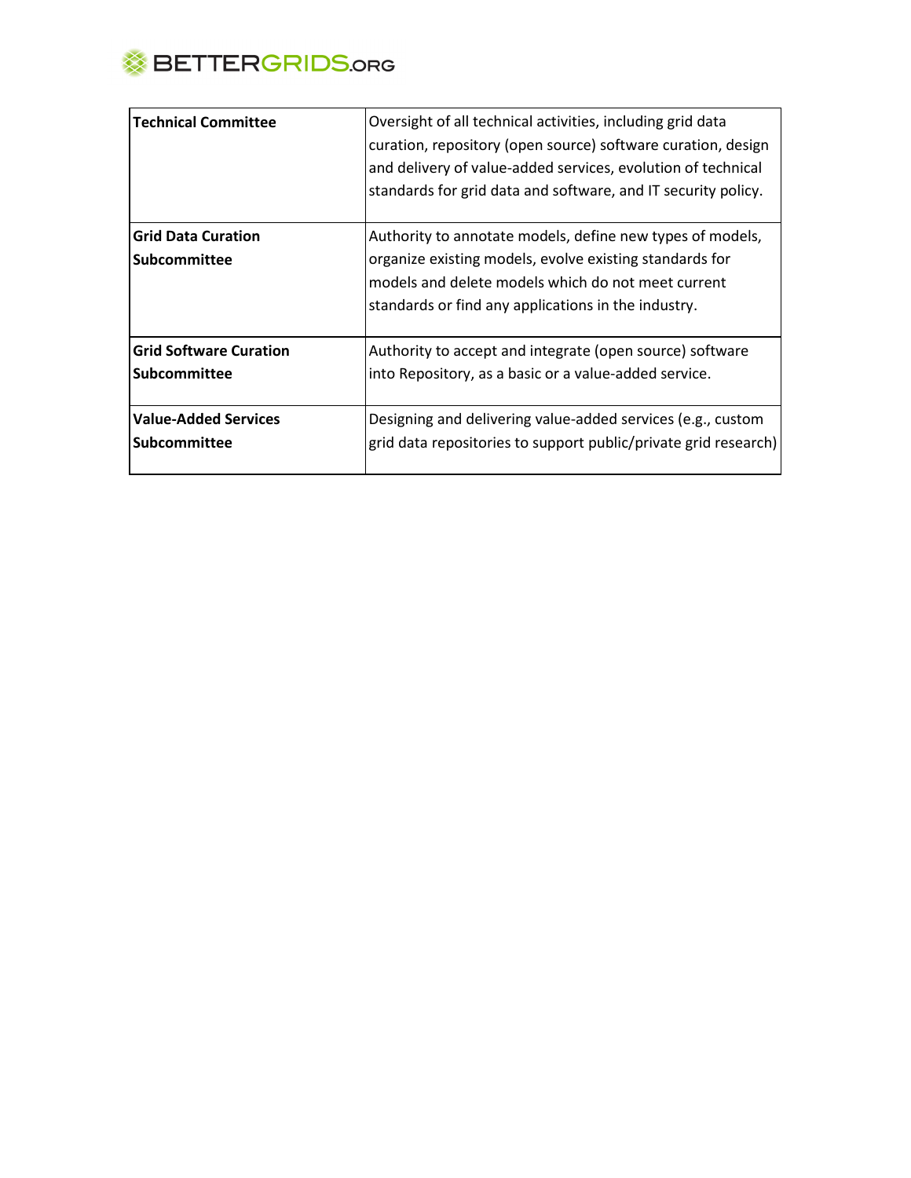| | |
|---|---|
| **Technical Committee** | Oversight of all technical activities, including grid data curation, repository (open source) software curation, design and delivery of value-added services, evolution of technical standards for grid data and software, and IT security policy. |
| **Grid Data Curation Subcommittee** | Authority to annotate models, define new types of models, organize existing models, evolve existing standards for models and delete models which do not meet current standards or find any applications in the industry. |
| **Grid Software Curation Subcommittee** | Authority to accept and integrate (open source) software into Repository, as a basic or a value-added service. |
| **Value-Added Services Subcommittee** | Designing and delivering value-added services (e.g., custom grid data repositories to support public/private grid research) |